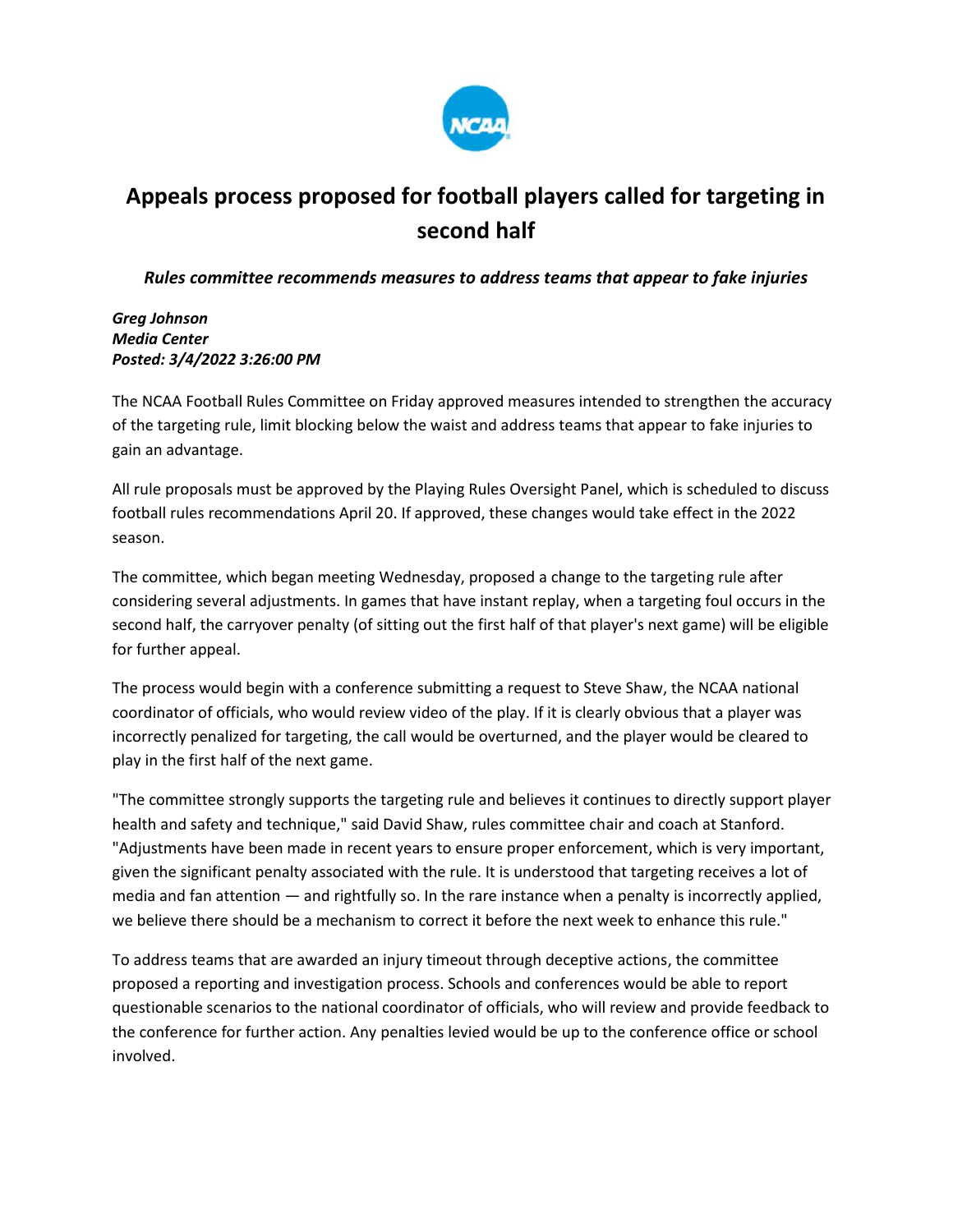# Appeals process proposed for football players called for targeting in second half

***Rules committee recommends measures to address teams that appear to fake injuries***

***Greg Johnson***
***Media Center***
***Posted: 3/4/2022 3:26:00 PM***

The NCAA Football Rules Committee on Friday approved measures intended to strengthen the accuracy of the targeting rule, limit blocking below the waist and address teams that appear to fake injuries to gain an advantage.

All rule proposals must be approved by the Playing Rules Oversight Panel, which is scheduled to discuss football rules recommendations April 20. If approved, these changes would take effect in the 2022 season.

The committee, which began meeting Wednesday, proposed a change to the targeting rule after considering several adjustments. In games that have instant replay, when a targeting foul occurs in the second half, the carryover penalty (of sitting out the first half of that player's next game) will be eligible for further appeal.

The process would begin with a conference submitting a request to Steve Shaw, the NCAA national coordinator of officials, who would review video of the play. If it is clearly obvious that a player was incorrectly penalized for targeting, the call would be overturned, and the player would be cleared to play in the first half of the next game.

"The committee strongly supports the targeting rule and believes it continues to directly support player health and safety and technique," said David Shaw, rules committee chair and coach at Stanford. "Adjustments have been made in recent years to ensure proper enforcement, which is very important, given the significant penalty associated with the rule. It is understood that targeting receives a lot of media and fan attention — and rightfully so. In the rare instance when a penalty is incorrectly applied, we believe there should be a mechanism to correct it before the next week to enhance this rule."

To address teams that are awarded an injury timeout through deceptive actions, the committee proposed a reporting and investigation process. Schools and conferences would be able to report questionable scenarios to the national coordinator of officials, who will review and provide feedback to the conference for further action. Any penalties levied would be up to the conference office or school involved.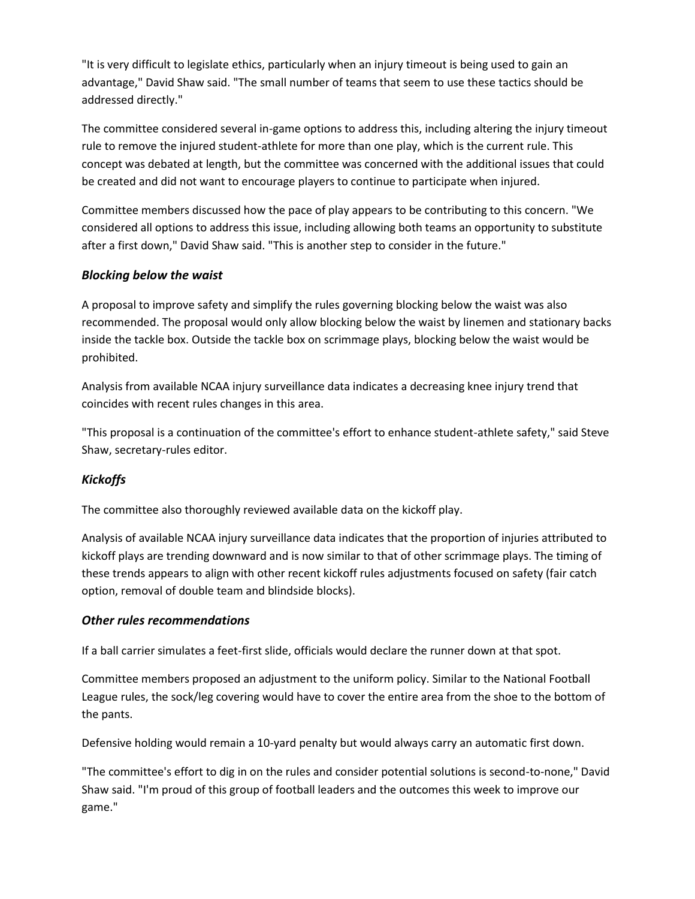"It is very difficult to legislate ethics, particularly when an injury timeout is being used to gain an advantage," David Shaw said. "The small number of teams that seem to use these tactics should be addressed directly."

The committee considered several in-game options to address this, including altering the injury timeout rule to remove the injured student-athlete for more than one play, which is the current rule. This concept was debated at length, but the committee was concerned with the additional issues that could be created and did not want to encourage players to continue to participate when injured.

Committee members discussed how the pace of play appears to be contributing to this concern. "We considered all options to address this issue, including allowing both teams an opportunity to substitute after a first down," David Shaw said. "This is another step to consider in the future."

### *Blocking below the waist*

A proposal to improve safety and simplify the rules governing blocking below the waist was also recommended. The proposal would only allow blocking below the waist by linemen and stationary backs inside the tackle box. Outside the tackle box on scrimmage plays, blocking below the waist would be prohibited.

Analysis from available NCAA injury surveillance data indicates a decreasing knee injury trend that coincides with recent rules changes in this area.

"This proposal is a continuation of the committee's effort to enhance student-athlete safety," said Steve Shaw, secretary-rules editor.

### *Kickoffs*

The committee also thoroughly reviewed available data on the kickoff play.

Analysis of available NCAA injury surveillance data indicates that the proportion of injuries attributed to kickoff plays are trending downward and is now similar to that of other scrimmage plays. The timing of these trends appears to align with other recent kickoff rules adjustments focused on safety (fair catch option, removal of double team and blindside blocks).

### *Other rules recommendations*

If a ball carrier simulates a feet-first slide, officials would declare the runner down at that spot.

Committee members proposed an adjustment to the uniform policy. Similar to the National Football League rules, the sock/leg covering would have to cover the entire area from the shoe to the bottom of the pants.

Defensive holding would remain a 10-yard penalty but would always carry an automatic first down.

"The committee's effort to dig in on the rules and consider potential solutions is second-to-none," David Shaw said. "I'm proud of this group of football leaders and the outcomes this week to improve our game."